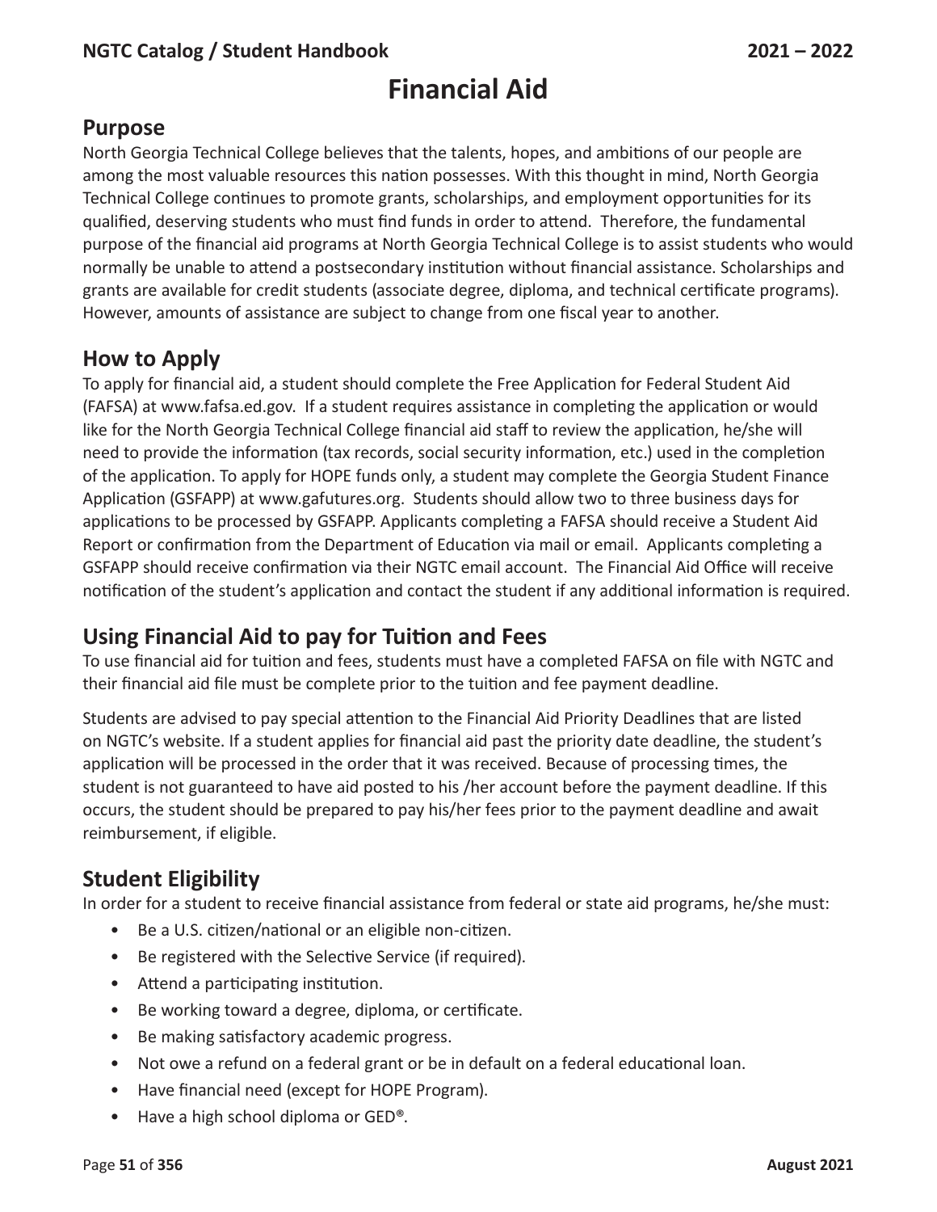# Financial Aid

## Purpose

North Georgia Technical College believes that the talents, hopes, and ambitions of our people are among the most valuable resources this nation possesses. With this thought in mind, North Georgia Technical College continues to promote grants, scholarships, and employment opportunities for its qualified, deserving students who must find funds in order to attend. Therefore, the fundamental purpose of the financial aid programs at North Georgia Technical College is to assist students who would normally be unable to attend a postsecondary institution without financial assistance. Scholarships and grants are available for credit students (associate degree, diploma, and technical certificate programs). However, amounts of assistance are subject to change from one fiscal year to another.

## How to Apply

To apply for financial aid, a student should complete the Free Application for Federal Student Aid (FAFSA) at www.fafsa.ed.gov. If a student requires assistance in completing the application or would like for the North Georgia Technical College financial aid staff to review the application, he/she will need to provide the information (tax records, social security information, etc.) used in the completion of the application. To apply for HOPE funds only, a student may complete the Georgia Student Finance Application (GSFAPP) at www.gafutures.org. Students should allow two to three business days for applications to be processed by GSFAPP. Applicants completing a FAFSA should receive a Student Aid Report or confirmation from the Department of Education via mail or email. Applicants completing a GSFAPP should receive confirmation via their NGTC email account. The Financial Aid Office will receive notification of the student's application and contact the student if any additional information is required.

## Using Financial Aid to pay for Tuition and Fees

To use financial aid for tuition and fees, students must have a completed FAFSA on file with NGTC and their financial aid file must be complete prior to the tuition and fee payment deadline.

Students are advised to pay special attention to the Financial Aid Priority Deadlines that are listed on NGTC's website. If a student applies for financial aid past the priority date deadline, the student's application will be processed in the order that it was received. Because of processing times, the student is not guaranteed to have aid posted to his /her account before the payment deadline. If this occurs, the student should be prepared to pay his/her fees prior to the payment deadline and await reimbursement, if eligible.

## Student Eligibility

In order for a student to receive financial assistance from federal or state aid programs, he/she must:

- Be a U.S. citizen/national or an eligible non-citizen.
- Be registered with the Selective Service (if required).
- Attend a participating institution.
- Be working toward a degree, diploma, or certificate.
- Be making satisfactory academic progress.
- Not owe a refund on a federal grant or be in default on a federal educational loan.
- Have financial need (except for HOPE Program).
- Have a high school diploma or GED®.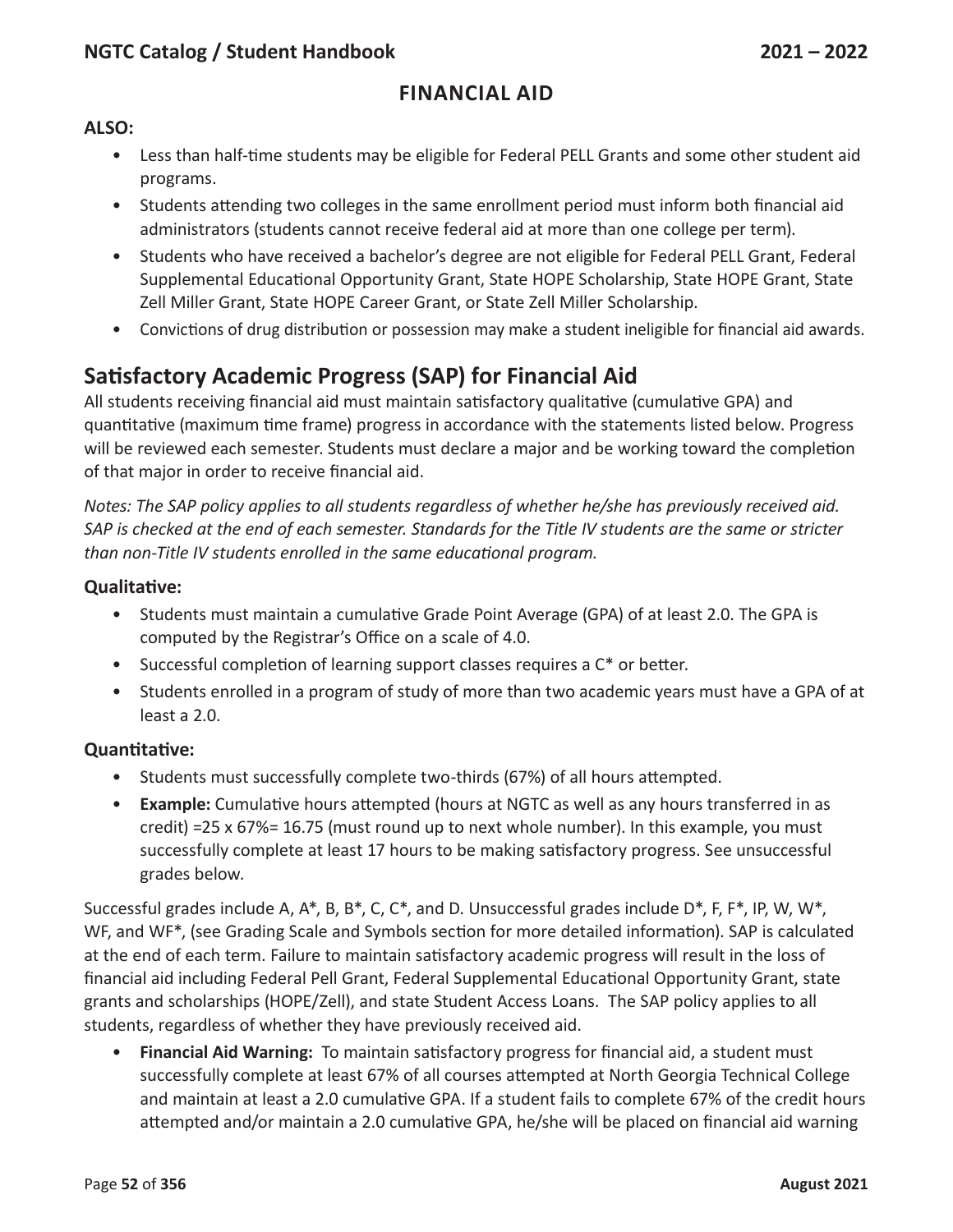## FINANCIAL AID

**ALSO:**

- Less than half-time students may be eligible for Federal PELL Grants and some other student aid programs.
- Students attending two colleges in the same enrollment period must inform both financial aid administrators (students cannot receive federal aid at more than one college per term).
- Students who have received a bachelor's degree are not eligible for Federal PELL Grant, Federal Supplemental Educational Opportunity Grant, State HOPE Scholarship, State HOPE Grant, State Zell Miller Grant, State HOPE Career Grant, or State Zell Miller Scholarship.
- Convictions of drug distribution or possession may make a student ineligible for financial aid awards.

## Satisfactory Academic Progress (SAP) for Financial Aid

All students receiving financial aid must maintain satisfactory qualitative (cumulative GPA) and quantitative (maximum time frame) progress in accordance with the statements listed below. Progress will be reviewed each semester. Students must declare a major and be working toward the completion of that major in order to receive financial aid.

*Notes: The SAP policy applies to all students regardless of whether he/she has previously received aid. SAP is checked at the end of each semester. Standards for the Title IV students are the same or stricter than non-Title IV students enrolled in the same educational program.*

### Qualitative:

- Students must maintain a cumulative Grade Point Average (GPA) of at least 2.0. The GPA is computed by the Registrar's Office on a scale of 4.0.
- Successful completion of learning support classes requires a C* or better.
- Students enrolled in a program of study of more than two academic years must have a GPA of at least a 2.0.

### Quantitative:

- Students must successfully complete two-thirds (67%) of all hours attempted.
- **Example:** Cumulative hours attempted (hours at NGTC as well as any hours transferred in as credit) =25 x 67%= 16.75 (must round up to next whole number). In this example, you must successfully complete at least 17 hours to be making satisfactory progress. See unsuccessful grades below.

Successful grades include A, A*, B, B*, C, C*, and D. Unsuccessful grades include D*, F, F*, IP, W, W*, WF, and WF*, (see Grading Scale and Symbols section for more detailed information). SAP is calculated at the end of each term. Failure to maintain satisfactory academic progress will result in the loss of financial aid including Federal Pell Grant, Federal Supplemental Educational Opportunity Grant, state grants and scholarships (HOPE/Zell), and state Student Access Loans. The SAP policy applies to all students, regardless of whether they have previously received aid.

- **Financial Aid Warning:** To maintain satisfactory progress for financial aid, a student must successfully complete at least 67% of all courses attempted at North Georgia Technical College and maintain at least a 2.0 cumulative GPA. If a student fails to complete 67% of the credit hours attempted and/or maintain a 2.0 cumulative GPA, he/she will be placed on financial aid warning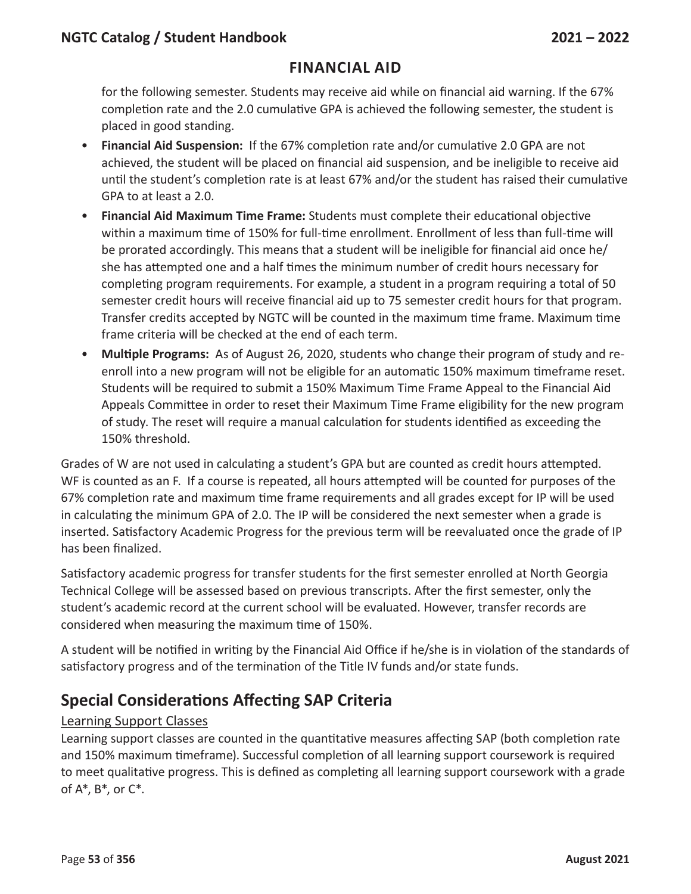## FINANCIAL AID

for the following semester. Students may receive aid while on financial aid warning. If the 67% completion rate and the 2.0 cumulative GPA is achieved the following semester, the student is placed in good standing.

- **Financial Aid Suspension:** If the 67% completion rate and/or cumulative 2.0 GPA are not achieved, the student will be placed on financial aid suspension, and be ineligible to receive aid until the student's completion rate is at least 67% and/or the student has raised their cumulative GPA to at least a 2.0.
- **Financial Aid Maximum Time Frame:** Students must complete their educational objective within a maximum time of 150% for full-time enrollment. Enrollment of less than full-time will be prorated accordingly. This means that a student will be ineligible for financial aid once he/she has attempted one and a half times the minimum number of credit hours necessary for completing program requirements. For example, a student in a program requiring a total of 50 semester credit hours will receive financial aid up to 75 semester credit hours for that program. Transfer credits accepted by NGTC will be counted in the maximum time frame. Maximum time frame criteria will be checked at the end of each term.
- **Multiple Programs:** As of August 26, 2020, students who change their program of study and re-enroll into a new program will not be eligible for an automatic 150% maximum timeframe reset. Students will be required to submit a 150% Maximum Time Frame Appeal to the Financial Aid Appeals Committee in order to reset their Maximum Time Frame eligibility for the new program of study. The reset will require a manual calculation for students identified as exceeding the 150% threshold.

Grades of W are not used in calculating a student's GPA but are counted as credit hours attempted. WF is counted as an F. If a course is repeated, all hours attempted will be counted for purposes of the 67% completion rate and maximum time frame requirements and all grades except for IP will be used in calculating the minimum GPA of 2.0. The IP will be considered the next semester when a grade is inserted. Satisfactory Academic Progress for the previous term will be reevaluated once the grade of IP has been finalized.

Satisfactory academic progress for transfer students for the first semester enrolled at North Georgia Technical College will be assessed based on previous transcripts. After the first semester, only the student's academic record at the current school will be evaluated. However, transfer records are considered when measuring the maximum time of 150%.

A student will be notified in writing by the Financial Aid Office if he/she is in violation of the standards of satisfactory progress and of the termination of the Title IV funds and/or state funds.

## Special Considerations Affecting SAP Criteria

Learning Support Classes

Learning support classes are counted in the quantitative measures affecting SAP (both completion rate and 150% maximum timeframe). Successful completion of all learning support coursework is required to meet qualitative progress. This is defined as completing all learning support coursework with a grade of A*, B*, or C*.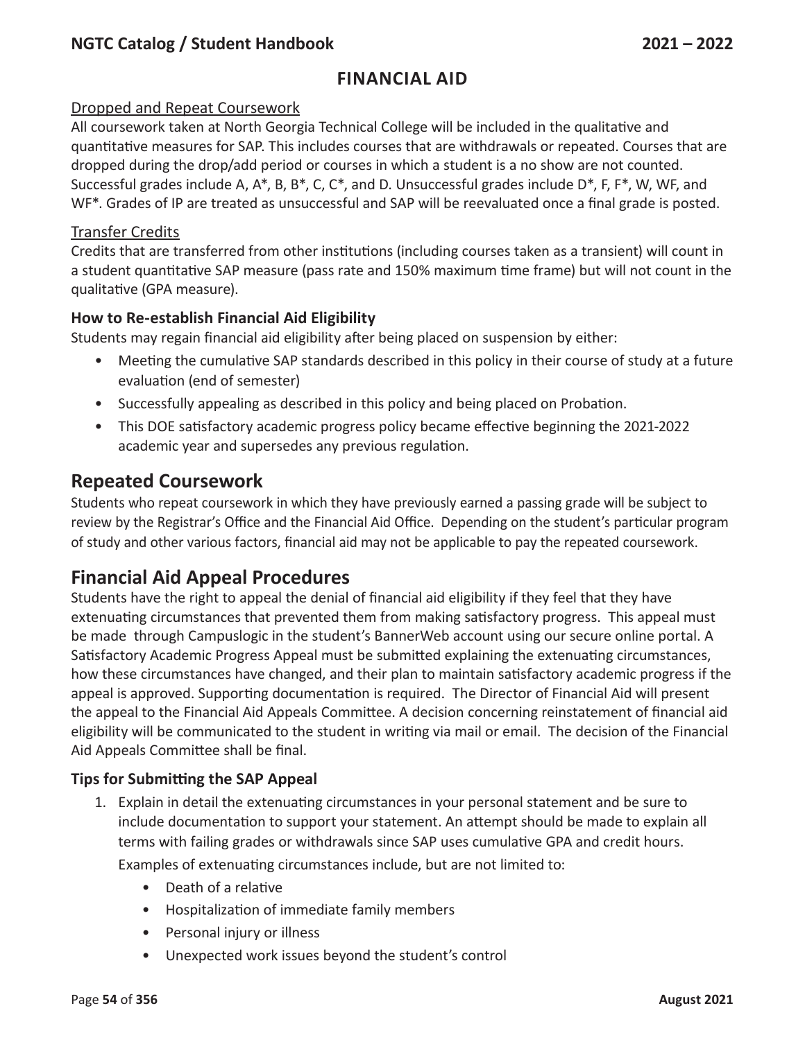## FINANCIAL AID

Dropped and Repeat Coursework

All coursework taken at North Georgia Technical College will be included in the qualitative and quantitative measures for SAP. This includes courses that are withdrawals or repeated. Courses that are dropped during the drop/add period or courses in which a student is a no show are not counted. Successful grades include A, A*, B, B*, C, C*, and D. Unsuccessful grades include D*, F, F*, W, WF, and WF*. Grades of IP are treated as unsuccessful and SAP will be reevaluated once a final grade is posted.

Transfer Credits

Credits that are transferred from other institutions (including courses taken as a transient) will count in a student quantitative SAP measure (pass rate and 150% maximum time frame) but will not count in the qualitative (GPA measure).

### How to Re-establish Financial Aid Eligibility

Students may regain financial aid eligibility after being placed on suspension by either:

- Meeting the cumulative SAP standards described in this policy in their course of study at a future evaluation (end of semester)
- Successfully appealing as described in this policy and being placed on Probation.
- This DOE satisfactory academic progress policy became effective beginning the 2021-2022 academic year and supersedes any previous regulation.

## Repeated Coursework

Students who repeat coursework in which they have previously earned a passing grade will be subject to review by the Registrar's Office and the Financial Aid Office. Depending on the student's particular program of study and other various factors, financial aid may not be applicable to pay the repeated coursework.

## Financial Aid Appeal Procedures

Students have the right to appeal the denial of financial aid eligibility if they feel that they have extenuating circumstances that prevented them from making satisfactory progress. This appeal must be made through Campuslogic in the student's BannerWeb account using our secure online portal. A Satisfactory Academic Progress Appeal must be submitted explaining the extenuating circumstances, how these circumstances have changed, and their plan to maintain satisfactory academic progress if the appeal is approved. Supporting documentation is required. The Director of Financial Aid will present the appeal to the Financial Aid Appeals Committee. A decision concerning reinstatement of financial aid eligibility will be communicated to the student in writing via mail or email. The decision of the Financial Aid Appeals Committee shall be final.

### Tips for Submitting the SAP Appeal

1. Explain in detail the extenuating circumstances in your personal statement and be sure to include documentation to support your statement. An attempt should be made to explain all terms with failing grades or withdrawals since SAP uses cumulative GPA and credit hours.

   Examples of extenuating circumstances include, but are not limited to:

   - Death of a relative
   - Hospitalization of immediate family members
   - Personal injury or illness
   - Unexpected work issues beyond the student's control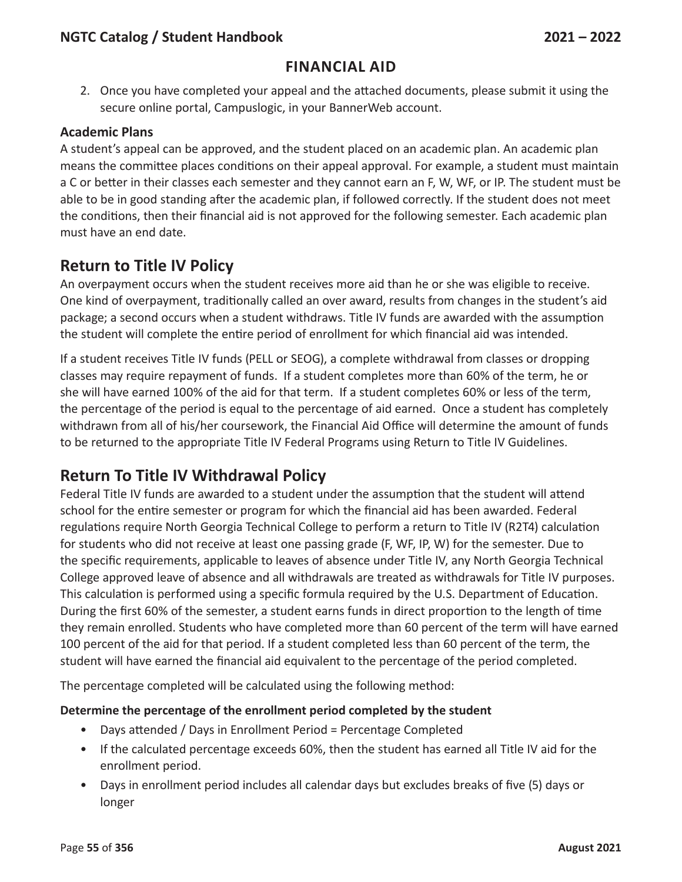# FINANCIAL AID

2. Once you have completed your appeal and the attached documents, please submit it using the secure online portal, Campuslogic, in your BannerWeb account.

### Academic Plans

A student's appeal can be approved, and the student placed on an academic plan. An academic plan means the committee places conditions on their appeal approval. For example, a student must maintain a C or better in their classes each semester and they cannot earn an F, W, WF, or IP. The student must be able to be in good standing after the academic plan, if followed correctly. If the student does not meet the conditions, then their financial aid is not approved for the following semester. Each academic plan must have an end date.

## Return to Title IV Policy

An overpayment occurs when the student receives more aid than he or she was eligible to receive. One kind of overpayment, traditionally called an over award, results from changes in the student's aid package; a second occurs when a student withdraws. Title IV funds are awarded with the assumption the student will complete the entire period of enrollment for which financial aid was intended.

If a student receives Title IV funds (PELL or SEOG), a complete withdrawal from classes or dropping classes may require repayment of funds. If a student completes more than 60% of the term, he or she will have earned 100% of the aid for that term. If a student completes 60% or less of the term, the percentage of the period is equal to the percentage of aid earned. Once a student has completely withdrawn from all of his/her coursework, the Financial Aid Office will determine the amount of funds to be returned to the appropriate Title IV Federal Programs using Return to Title IV Guidelines.

## Return To Title IV Withdrawal Policy

Federal Title IV funds are awarded to a student under the assumption that the student will attend school for the entire semester or program for which the financial aid has been awarded. Federal regulations require North Georgia Technical College to perform a return to Title IV (R2T4) calculation for students who did not receive at least one passing grade (F, WF, IP, W) for the semester. Due to the specific requirements, applicable to leaves of absence under Title IV, any North Georgia Technical College approved leave of absence and all withdrawals are treated as withdrawals for Title IV purposes. This calculation is performed using a specific formula required by the U.S. Department of Education. During the first 60% of the semester, a student earns funds in direct proportion to the length of time they remain enrolled. Students who have completed more than 60 percent of the term will have earned 100 percent of the aid for that period. If a student completed less than 60 percent of the term, the student will have earned the financial aid equivalent to the percentage of the period completed.

The percentage completed will be calculated using the following method:

**Determine the percentage of the enrollment period completed by the student**

- Days attended / Days in Enrollment Period = Percentage Completed
- If the calculated percentage exceeds 60%, then the student has earned all Title IV aid for the enrollment period.
- Days in enrollment period includes all calendar days but excludes breaks of five (5) days or longer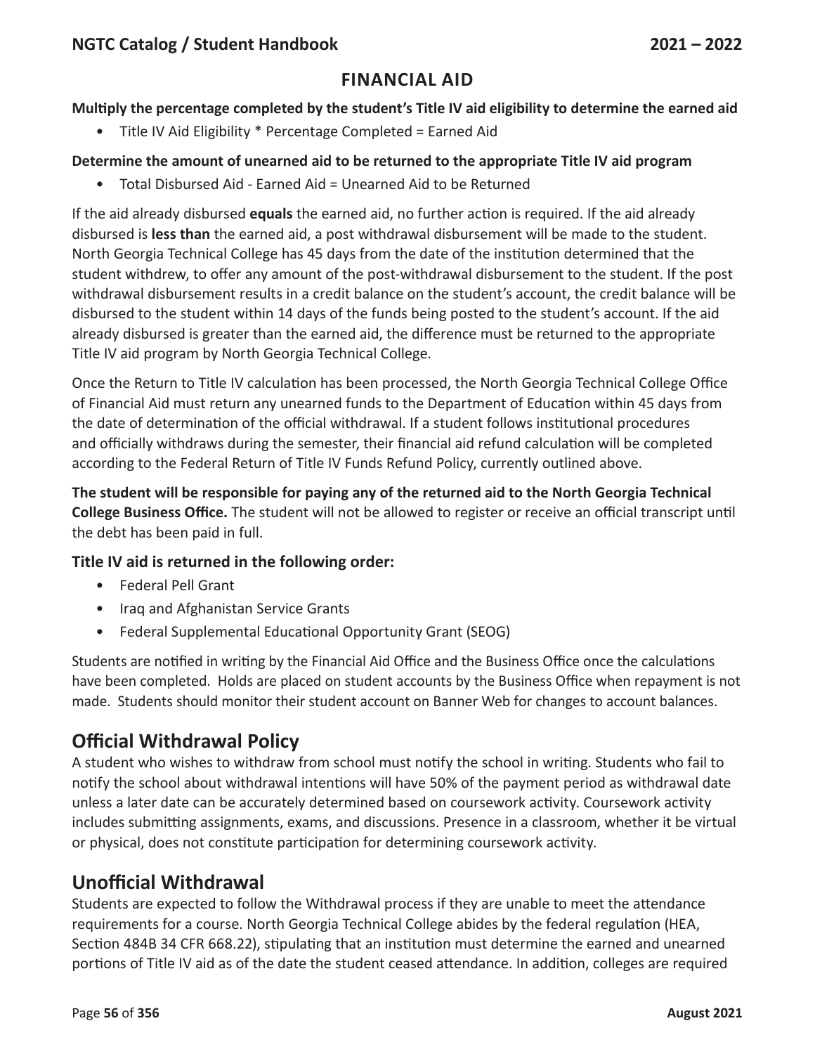## FINANCIAL AID

**Multiply the percentage completed by the student's Title IV aid eligibility to determine the earned aid**

- Title IV Aid Eligibility * Percentage Completed = Earned Aid

**Determine the amount of unearned aid to be returned to the appropriate Title IV aid program**

- Total Disbursed Aid - Earned Aid = Unearned Aid to be Returned

If the aid already disbursed **equals** the earned aid, no further action is required. If the aid already disbursed is **less than** the earned aid, a post withdrawal disbursement will be made to the student. North Georgia Technical College has 45 days from the date of the institution determined that the student withdrew, to offer any amount of the post-withdrawal disbursement to the student. If the post withdrawal disbursement results in a credit balance on the student's account, the credit balance will be disbursed to the student within 14 days of the funds being posted to the student's account. If the aid already disbursed is greater than the earned aid, the difference must be returned to the appropriate Title IV aid program by North Georgia Technical College.

Once the Return to Title IV calculation has been processed, the North Georgia Technical College Office of Financial Aid must return any unearned funds to the Department of Education within 45 days from the date of determination of the official withdrawal. If a student follows institutional procedures and officially withdraws during the semester, their financial aid refund calculation will be completed according to the Federal Return of Title IV Funds Refund Policy, currently outlined above.

**The student will be responsible for paying any of the returned aid to the North Georgia Technical College Business Office.** The student will not be allowed to register or receive an official transcript until the debt has been paid in full.

**Title IV aid is returned in the following order:**

- Federal Pell Grant
- Iraq and Afghanistan Service Grants
- Federal Supplemental Educational Opportunity Grant (SEOG)

Students are notified in writing by the Financial Aid Office and the Business Office once the calculations have been completed. Holds are placed on student accounts by the Business Office when repayment is not made. Students should monitor their student account on Banner Web for changes to account balances.

## Official Withdrawal Policy

A student who wishes to withdraw from school must notify the school in writing. Students who fail to notify the school about withdrawal intentions will have 50% of the payment period as withdrawal date unless a later date can be accurately determined based on coursework activity. Coursework activity includes submitting assignments, exams, and discussions. Presence in a classroom, whether it be virtual or physical, does not constitute participation for determining coursework activity.

## Unofficial Withdrawal

Students are expected to follow the Withdrawal process if they are unable to meet the attendance requirements for a course. North Georgia Technical College abides by the federal regulation (HEA, Section 484B 34 CFR 668.22), stipulating that an institution must determine the earned and unearned portions of Title IV aid as of the date the student ceased attendance. In addition, colleges are required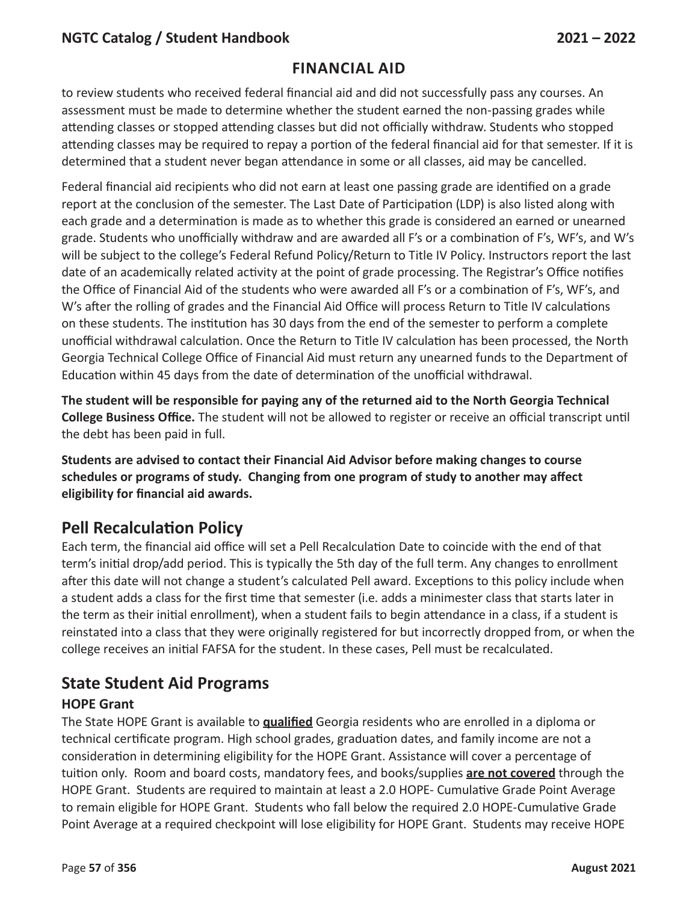## FINANCIAL AID

to review students who received federal financial aid and did not successfully pass any courses. An assessment must be made to determine whether the student earned the non-passing grades while attending classes or stopped attending classes but did not officially withdraw. Students who stopped attending classes may be required to repay a portion of the federal financial aid for that semester. If it is determined that a student never began attendance in some or all classes, aid may be cancelled.

Federal financial aid recipients who did not earn at least one passing grade are identified on a grade report at the conclusion of the semester. The Last Date of Participation (LDP) is also listed along with each grade and a determination is made as to whether this grade is considered an earned or unearned grade. Students who unofficially withdraw and are awarded all F's or a combination of F's, WF's, and W's will be subject to the college's Federal Refund Policy/Return to Title IV Policy. Instructors report the last date of an academically related activity at the point of grade processing. The Registrar's Office notifies the Office of Financial Aid of the students who were awarded all F's or a combination of F's, WF's, and W's after the rolling of grades and the Financial Aid Office will process Return to Title IV calculations on these students. The institution has 30 days from the end of the semester to perform a complete unofficial withdrawal calculation. Once the Return to Title IV calculation has been processed, the North Georgia Technical College Office of Financial Aid must return any unearned funds to the Department of Education within 45 days from the date of determination of the unofficial withdrawal.

**The student will be responsible for paying any of the returned aid to the North Georgia Technical College Business Office.** The student will not be allowed to register or receive an official transcript until the debt has been paid in full.

**Students are advised to contact their Financial Aid Advisor before making changes to course schedules or programs of study. Changing from one program of study to another may affect eligibility for financial aid awards.**

## Pell Recalculation Policy

Each term, the financial aid office will set a Pell Recalculation Date to coincide with the end of that term's initial drop/add period. This is typically the 5th day of the full term. Any changes to enrollment after this date will not change a student's calculated Pell award. Exceptions to this policy include when a student adds a class for the first time that semester (i.e. adds a minimester class that starts later in the term as their initial enrollment), when a student fails to begin attendance in a class, if a student is reinstated into a class that they were originally registered for but incorrectly dropped from, or when the college receives an initial FAFSA for the student. In these cases, Pell must be recalculated.

## State Student Aid Programs

### HOPE Grant

The State HOPE Grant is available to **qualified** Georgia residents who are enrolled in a diploma or technical certificate program. High school grades, graduation dates, and family income are not a consideration in determining eligibility for the HOPE Grant. Assistance will cover a percentage of tuition only. Room and board costs, mandatory fees, and books/supplies **are not covered** through the HOPE Grant. Students are required to maintain at least a 2.0 HOPE- Cumulative Grade Point Average to remain eligible for HOPE Grant. Students who fall below the required 2.0 HOPE-Cumulative Grade Point Average at a required checkpoint will lose eligibility for HOPE Grant. Students may receive HOPE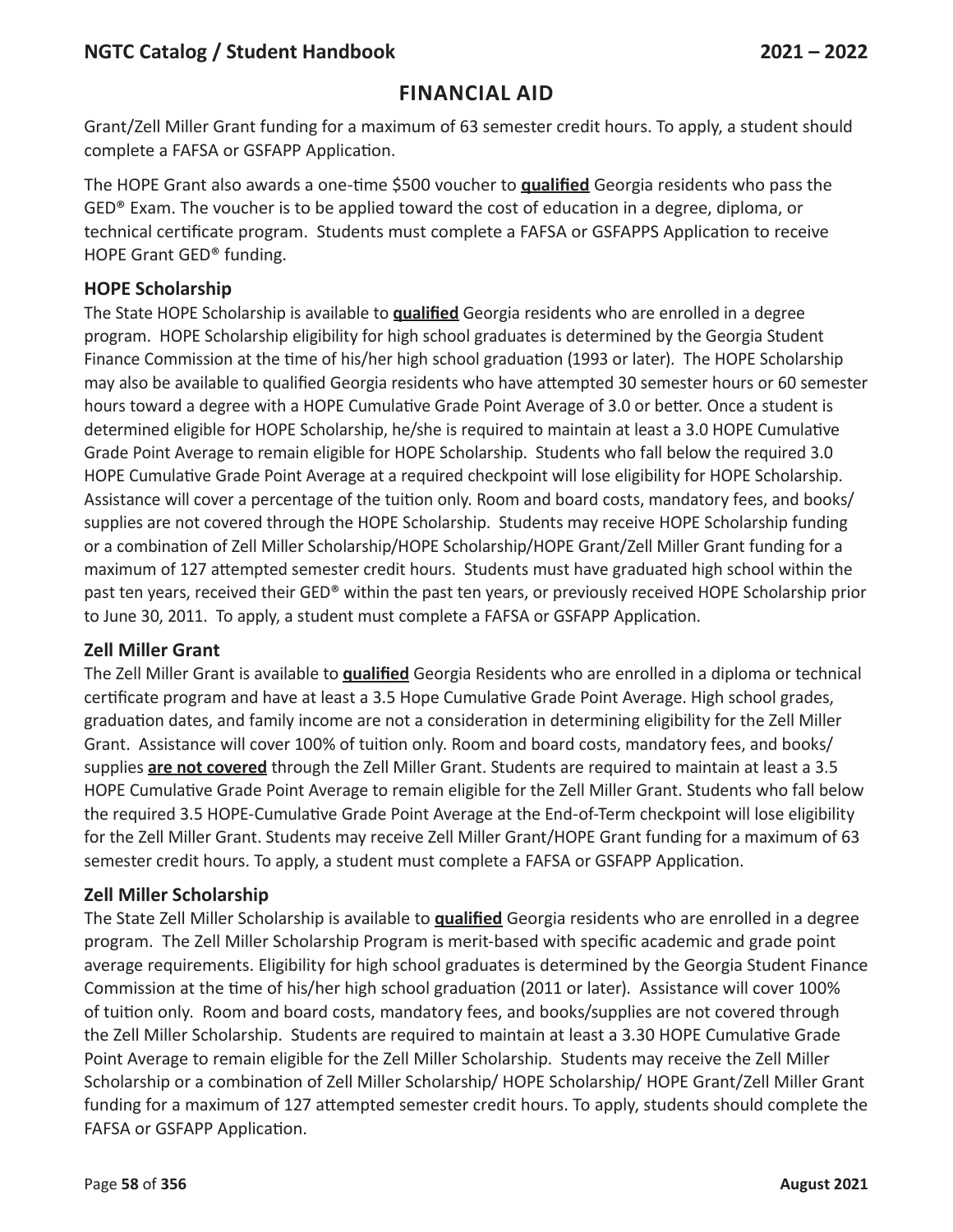# FINANCIAL AID

Grant/Zell Miller Grant funding for a maximum of 63 semester credit hours. To apply, a student should complete a FAFSA or GSFAPP Application.

The HOPE Grant also awards a one-time $500 voucher to **qualified** Georgia residents who pass the GED® Exam. The voucher is to be applied toward the cost of education in a degree, diploma, or technical certificate program. Students must complete a FAFSA or GSFAPPS Application to receive HOPE Grant GED® funding.

### HOPE Scholarship

The State HOPE Scholarship is available to **qualified** Georgia residents who are enrolled in a degree program. HOPE Scholarship eligibility for high school graduates is determined by the Georgia Student Finance Commission at the time of his/her high school graduation (1993 or later). The HOPE Scholarship may also be available to qualified Georgia residents who have attempted 30 semester hours or 60 semester hours toward a degree with a HOPE Cumulative Grade Point Average of 3.0 or better. Once a student is determined eligible for HOPE Scholarship, he/she is required to maintain at least a 3.0 HOPE Cumulative Grade Point Average to remain eligible for HOPE Scholarship. Students who fall below the required 3.0 HOPE Cumulative Grade Point Average at a required checkpoint will lose eligibility for HOPE Scholarship. Assistance will cover a percentage of the tuition only. Room and board costs, mandatory fees, and books/supplies are not covered through the HOPE Scholarship. Students may receive HOPE Scholarship funding or a combination of Zell Miller Scholarship/HOPE Scholarship/HOPE Grant/Zell Miller Grant funding for a maximum of 127 attempted semester credit hours. Students must have graduated high school within the past ten years, received their GED® within the past ten years, or previously received HOPE Scholarship prior to June 30, 2011. To apply, a student must complete a FAFSA or GSFAPP Application.

### Zell Miller Grant

The Zell Miller Grant is available to **qualified** Georgia Residents who are enrolled in a diploma or technical certificate program and have at least a 3.5 Hope Cumulative Grade Point Average. High school grades, graduation dates, and family income are not a consideration in determining eligibility for the Zell Miller Grant. Assistance will cover 100% of tuition only. Room and board costs, mandatory fees, and books/supplies **are not covered** through the Zell Miller Grant. Students are required to maintain at least a 3.5 HOPE Cumulative Grade Point Average to remain eligible for the Zell Miller Grant. Students who fall below the required 3.5 HOPE-Cumulative Grade Point Average at the End-of-Term checkpoint will lose eligibility for the Zell Miller Grant. Students may receive Zell Miller Grant/HOPE Grant funding for a maximum of 63 semester credit hours. To apply, a student must complete a FAFSA or GSFAPP Application.

### Zell Miller Scholarship

The State Zell Miller Scholarship is available to **qualified** Georgia residents who are enrolled in a degree program. The Zell Miller Scholarship Program is merit-based with specific academic and grade point average requirements. Eligibility for high school graduates is determined by the Georgia Student Finance Commission at the time of his/her high school graduation (2011 or later). Assistance will cover 100% of tuition only. Room and board costs, mandatory fees, and books/supplies are not covered through the Zell Miller Scholarship. Students are required to maintain at least a 3.30 HOPE Cumulative Grade Point Average to remain eligible for the Zell Miller Scholarship. Students may receive the Zell Miller Scholarship or a combination of Zell Miller Scholarship/ HOPE Scholarship/ HOPE Grant/Zell Miller Grant funding for a maximum of 127 attempted semester credit hours. To apply, students should complete the FAFSA or GSFAPP Application.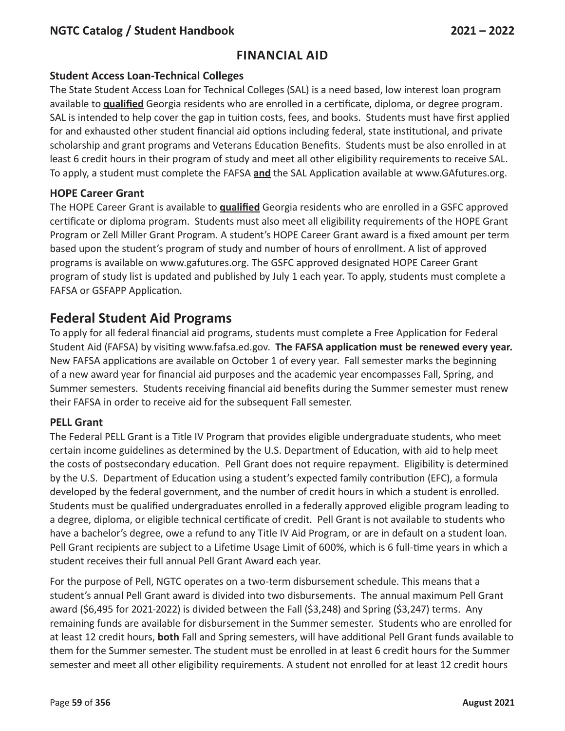# FINANCIAL AID

### Student Access Loan-Technical Colleges

The State Student Access Loan for Technical Colleges (SAL) is a need based, low interest loan program available to **qualified** Georgia residents who are enrolled in a certificate, diploma, or degree program. SAL is intended to help cover the gap in tuition costs, fees, and books. Students must have first applied for and exhausted other student financial aid options including federal, state institutional, and private scholarship and grant programs and Veterans Education Benefits. Students must be also enrolled in at least 6 credit hours in their program of study and meet all other eligibility requirements to receive SAL. To apply, a student must complete the FAFSA **and** the SAL Application available at www.GAfutures.org.

### HOPE Career Grant

The HOPE Career Grant is available to **qualified** Georgia residents who are enrolled in a GSFC approved certificate or diploma program. Students must also meet all eligibility requirements of the HOPE Grant Program or Zell Miller Grant Program. A student's HOPE Career Grant award is a fixed amount per term based upon the student's program of study and number of hours of enrollment. A list of approved programs is available on www.gafutures.org. The GSFC approved designated HOPE Career Grant program of study list is updated and published by July 1 each year. To apply, students must complete a FAFSA or GSFAPP Application.

## Federal Student Aid Programs

To apply for all federal financial aid programs, students must complete a Free Application for Federal Student Aid (FAFSA) by visiting www.fafsa.ed.gov. **The FAFSA application must be renewed every year.** New FAFSA applications are available on October 1 of every year. Fall semester marks the beginning of a new award year for financial aid purposes and the academic year encompasses Fall, Spring, and Summer semesters. Students receiving financial aid benefits during the Summer semester must renew their FAFSA in order to receive aid for the subsequent Fall semester.

### PELL Grant

The Federal PELL Grant is a Title IV Program that provides eligible undergraduate students, who meet certain income guidelines as determined by the U.S. Department of Education, with aid to help meet the costs of postsecondary education. Pell Grant does not require repayment. Eligibility is determined by the U.S. Department of Education using a student's expected family contribution (EFC), a formula developed by the federal government, and the number of credit hours in which a student is enrolled. Students must be qualified undergraduates enrolled in a federally approved eligible program leading to a degree, diploma, or eligible technical certificate of credit. Pell Grant is not available to students who have a bachelor's degree, owe a refund to any Title IV Aid Program, or are in default on a student loan. Pell Grant recipients are subject to a Lifetime Usage Limit of 600%, which is 6 full-time years in which a student receives their full annual Pell Grant Award each year.

For the purpose of Pell, NGTC operates on a two-term disbursement schedule. This means that a student's annual Pell Grant award is divided into two disbursements. The annual maximum Pell Grant award ($6,495 for 2021-2022) is divided between the Fall ($3,248) and Spring ($3,247) terms. Any remaining funds are available for disbursement in the Summer semester. Students who are enrolled for at least 12 credit hours, **both** Fall and Spring semesters, will have additional Pell Grant funds available to them for the Summer semester. The student must be enrolled in at least 6 credit hours for the Summer semester and meet all other eligibility requirements. A student not enrolled for at least 12 credit hours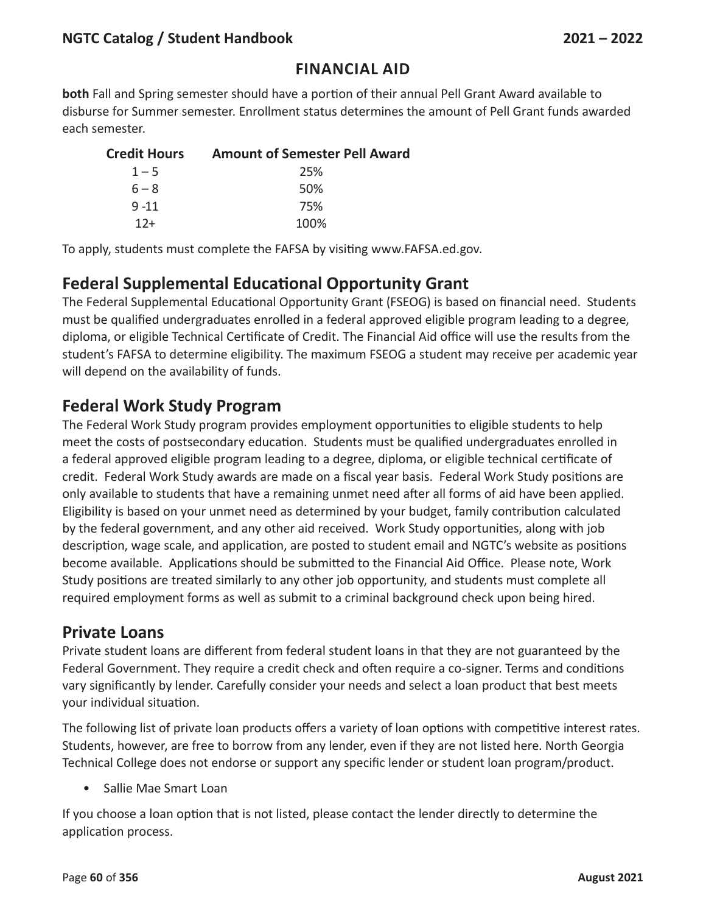## FINANCIAL AID

**both** Fall and Spring semester should have a portion of their annual Pell Grant Award available to disburse for Summer semester. Enrollment status determines the amount of Pell Grant funds awarded each semester.

| Credit Hours | Amount of Semester Pell Award |
|---|---|
| 1 – 5 | 25% |
| 6 – 8 | 50% |
| 9 -11 | 75% |
| 12+ | 100% |

To apply, students must complete the FAFSA by visiting www.FAFSA.ed.gov.

## Federal Supplemental Educational Opportunity Grant

The Federal Supplemental Educational Opportunity Grant (FSEOG) is based on financial need. Students must be qualified undergraduates enrolled in a federal approved eligible program leading to a degree, diploma, or eligible Technical Certificate of Credit. The Financial Aid office will use the results from the student's FAFSA to determine eligibility. The maximum FSEOG a student may receive per academic year will depend on the availability of funds.

## Federal Work Study Program

The Federal Work Study program provides employment opportunities to eligible students to help meet the costs of postsecondary education. Students must be qualified undergraduates enrolled in a federal approved eligible program leading to a degree, diploma, or eligible technical certificate of credit. Federal Work Study awards are made on a fiscal year basis. Federal Work Study positions are only available to students that have a remaining unmet need after all forms of aid have been applied. Eligibility is based on your unmet need as determined by your budget, family contribution calculated by the federal government, and any other aid received. Work Study opportunities, along with job description, wage scale, and application, are posted to student email and NGTC's website as positions become available. Applications should be submitted to the Financial Aid Office. Please note, Work Study positions are treated similarly to any other job opportunity, and students must complete all required employment forms as well as submit to a criminal background check upon being hired.

## Private Loans

Private student loans are different from federal student loans in that they are not guaranteed by the Federal Government. They require a credit check and often require a co-signer. Terms and conditions vary significantly by lender. Carefully consider your needs and select a loan product that best meets your individual situation.

The following list of private loan products offers a variety of loan options with competitive interest rates. Students, however, are free to borrow from any lender, even if they are not listed here. North Georgia Technical College does not endorse or support any specific lender or student loan program/product.

- Sallie Mae Smart Loan

If you choose a loan option that is not listed, please contact the lender directly to determine the application process.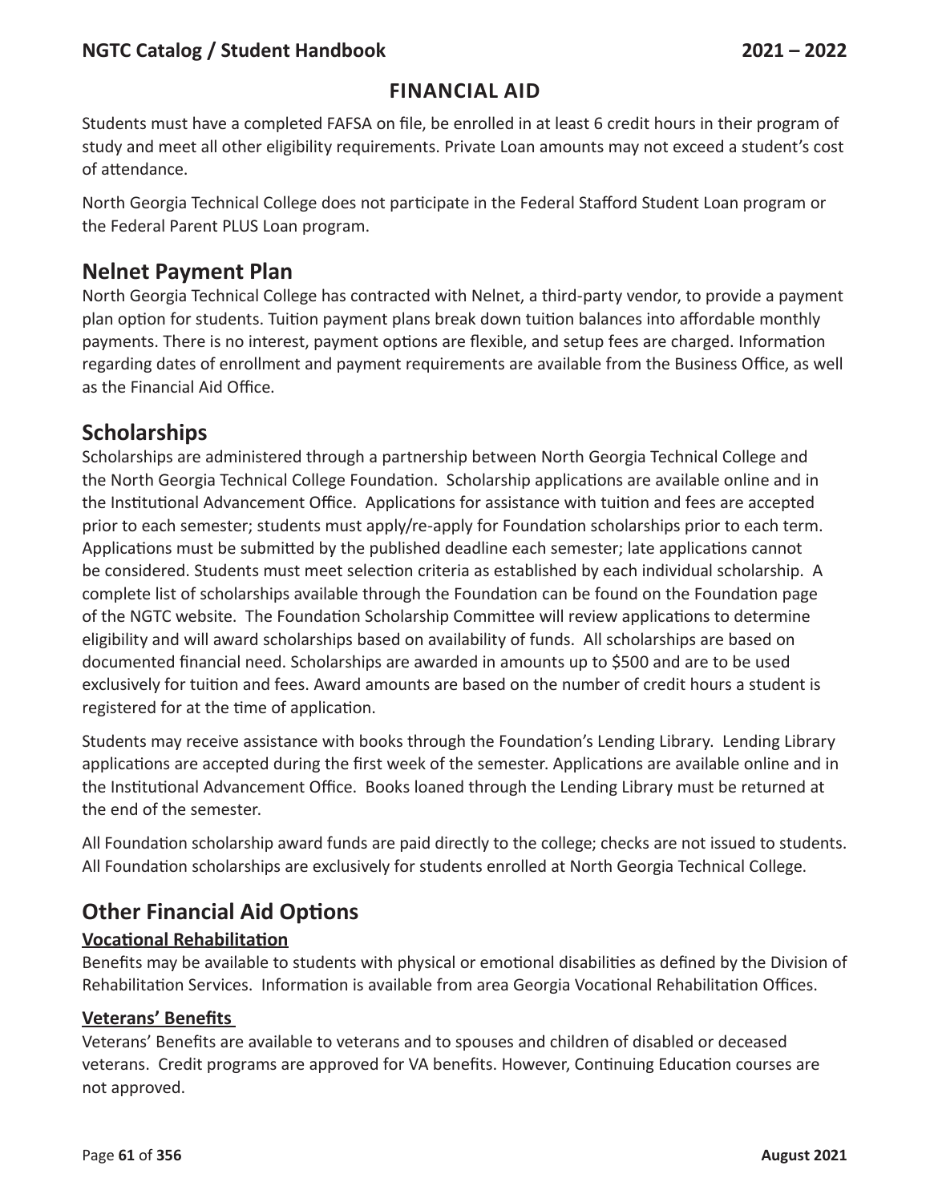# FINANCIAL AID

Students must have a completed FAFSA on file, be enrolled in at least 6 credit hours in their program of study and meet all other eligibility requirements. Private Loan amounts may not exceed a student's cost of attendance.

North Georgia Technical College does not participate in the Federal Stafford Student Loan program or the Federal Parent PLUS Loan program.

## Nelnet Payment Plan

North Georgia Technical College has contracted with Nelnet, a third-party vendor, to provide a payment plan option for students. Tuition payment plans break down tuition balances into affordable monthly payments. There is no interest, payment options are flexible, and setup fees are charged. Information regarding dates of enrollment and payment requirements are available from the Business Office, as well as the Financial Aid Office.

## Scholarships

Scholarships are administered through a partnership between North Georgia Technical College and the North Georgia Technical College Foundation. Scholarship applications are available online and in the Institutional Advancement Office. Applications for assistance with tuition and fees are accepted prior to each semester; students must apply/re-apply for Foundation scholarships prior to each term. Applications must be submitted by the published deadline each semester; late applications cannot be considered. Students must meet selection criteria as established by each individual scholarship. A complete list of scholarships available through the Foundation can be found on the Foundation page of the NGTC website. The Foundation Scholarship Committee will review applications to determine eligibility and will award scholarships based on availability of funds. All scholarships are based on documented financial need. Scholarships are awarded in amounts up to $500 and are to be used exclusively for tuition and fees. Award amounts are based on the number of credit hours a student is registered for at the time of application.

Students may receive assistance with books through the Foundation's Lending Library. Lending Library applications are accepted during the first week of the semester. Applications are available online and in the Institutional Advancement Office. Books loaned through the Lending Library must be returned at the end of the semester.

All Foundation scholarship award funds are paid directly to the college; checks are not issued to students. All Foundation scholarships are exclusively for students enrolled at North Georgia Technical College.

## Other Financial Aid Options

### Vocational Rehabilitation

Benefits may be available to students with physical or emotional disabilities as defined by the Division of Rehabilitation Services. Information is available from area Georgia Vocational Rehabilitation Offices.

### Veterans' Benefits

Veterans' Benefits are available to veterans and to spouses and children of disabled or deceased veterans. Credit programs are approved for VA benefits. However, Continuing Education courses are not approved.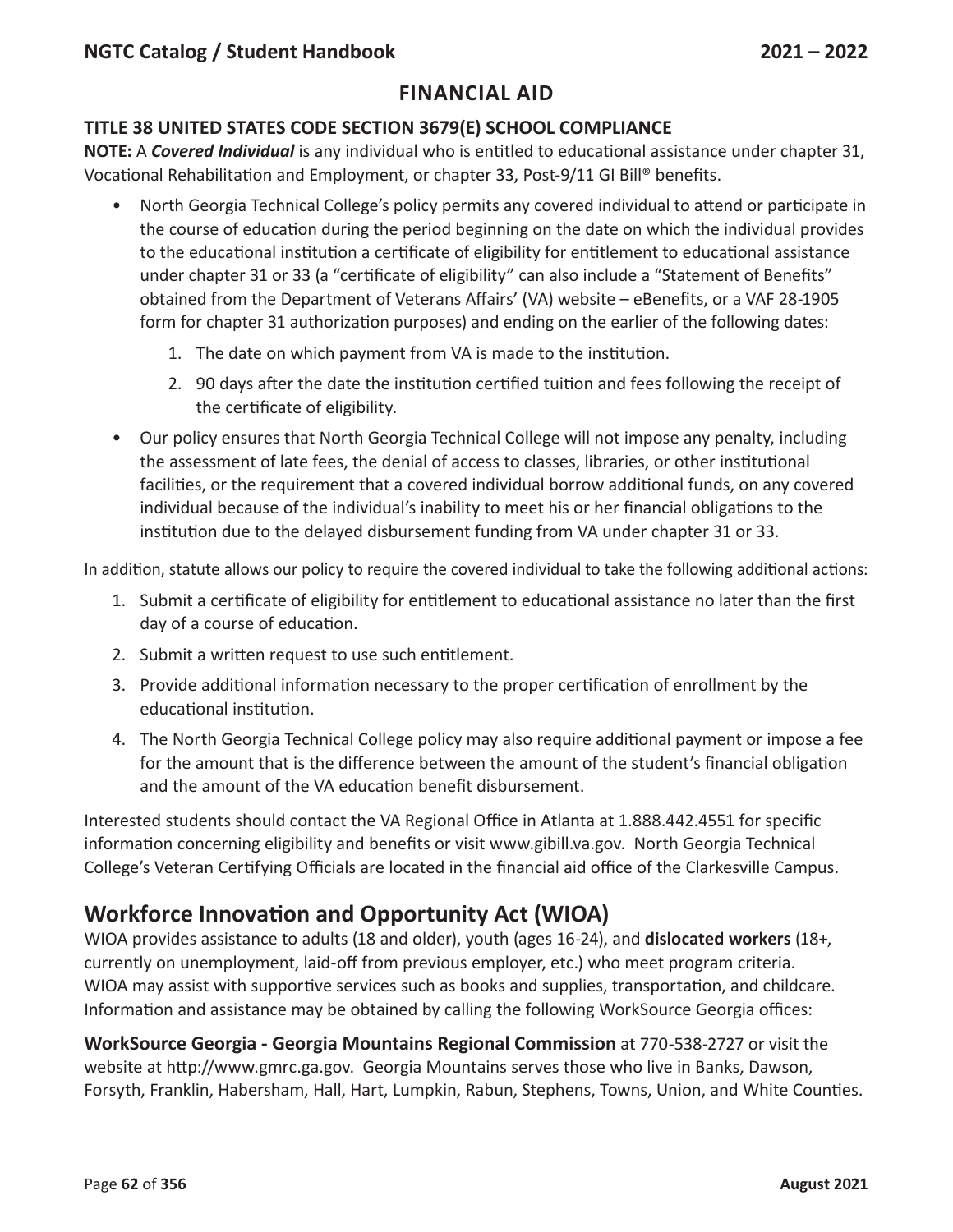## FINANCIAL AID

### TITLE 38 UNITED STATES CODE SECTION 3679(E) SCHOOL COMPLIANCE

**NOTE:** A ***Covered Individual*** is any individual who is entitled to educational assistance under chapter 31, Vocational Rehabilitation and Employment, or chapter 33, Post-9/11 GI Bill® benefits.

- North Georgia Technical College's policy permits any covered individual to attend or participate in the course of education during the period beginning on the date on which the individual provides to the educational institution a certificate of eligibility for entitlement to educational assistance under chapter 31 or 33 (a "certificate of eligibility" can also include a "Statement of Benefits" obtained from the Department of Veterans Affairs' (VA) website – eBenefits, or a VAF 28-1905 form for chapter 31 authorization purposes) and ending on the earlier of the following dates:
    1. The date on which payment from VA is made to the institution.
    2. 90 days after the date the institution certified tuition and fees following the receipt of the certificate of eligibility.
- Our policy ensures that North Georgia Technical College will not impose any penalty, including the assessment of late fees, the denial of access to classes, libraries, or other institutional facilities, or the requirement that a covered individual borrow additional funds, on any covered individual because of the individual's inability to meet his or her financial obligations to the institution due to the delayed disbursement funding from VA under chapter 31 or 33.

In addition, statute allows our policy to require the covered individual to take the following additional actions:

1. Submit a certificate of eligibility for entitlement to educational assistance no later than the first day of a course of education.
2. Submit a written request to use such entitlement.
3. Provide additional information necessary to the proper certification of enrollment by the educational institution.
4. The North Georgia Technical College policy may also require additional payment or impose a fee for the amount that is the difference between the amount of the student's financial obligation and the amount of the VA education benefit disbursement.

Interested students should contact the VA Regional Office in Atlanta at 1.888.442.4551 for specific information concerning eligibility and benefits or visit www.gibill.va.gov. North Georgia Technical College's Veteran Certifying Officials are located in the financial aid office of the Clarkesville Campus.

## Workforce Innovation and Opportunity Act (WIOA)

WIOA provides assistance to adults (18 and older), youth (ages 16-24), and **dislocated workers** (18+, currently on unemployment, laid-off from previous employer, etc.) who meet program criteria. WIOA may assist with supportive services such as books and supplies, transportation, and childcare. Information and assistance may be obtained by calling the following WorkSource Georgia offices:

**WorkSource Georgia - Georgia Mountains Regional Commission** at 770-538-2727 or visit the website at http://www.gmrc.ga.gov. Georgia Mountains serves those who live in Banks, Dawson, Forsyth, Franklin, Habersham, Hall, Hart, Lumpkin, Rabun, Stephens, Towns, Union, and White Counties.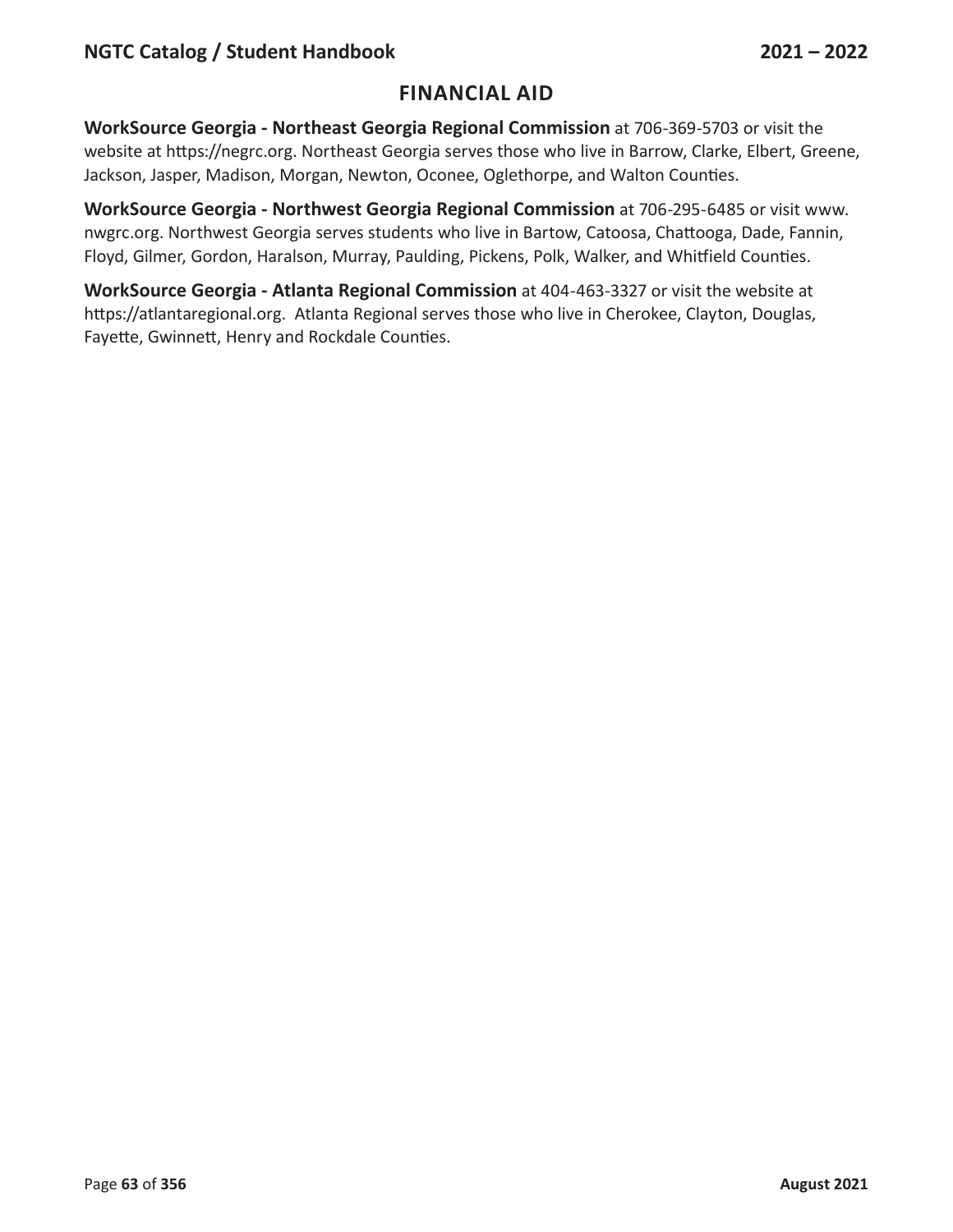## FINANCIAL AID

**WorkSource Georgia - Northeast Georgia Regional Commission** at 706-369-5703 or visit the website at https://negrc.org. Northeast Georgia serves those who live in Barrow, Clarke, Elbert, Greene, Jackson, Jasper, Madison, Morgan, Newton, Oconee, Oglethorpe, and Walton Counties.

**WorkSource Georgia - Northwest Georgia Regional Commission** at 706-295-6485 or visit www.nwgrc.org. Northwest Georgia serves students who live in Bartow, Catoosa, Chattooga, Dade, Fannin, Floyd, Gilmer, Gordon, Haralson, Murray, Paulding, Pickens, Polk, Walker, and Whitfield Counties.

**WorkSource Georgia - Atlanta Regional Commission** at 404-463-3327 or visit the website at https://atlantaregional.org. Atlanta Regional serves those who live in Cherokee, Clayton, Douglas, Fayette, Gwinnett, Henry and Rockdale Counties.